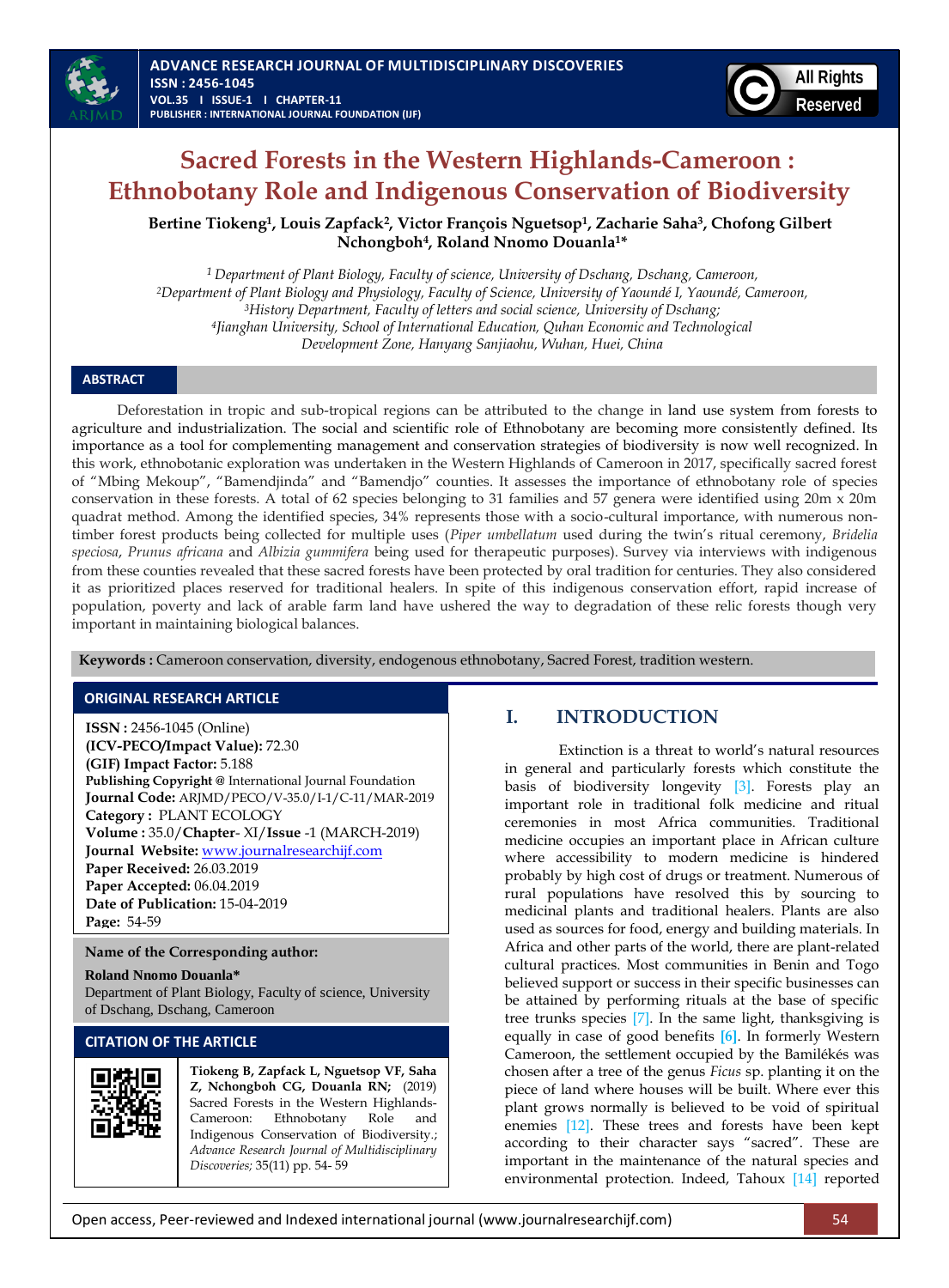# Sacred Forests in the Western Highlands-Cameroon : Ethnobotany Role and Indigenous Conservation of Biodiversity

**Bertine Tiokeng[1], Louis Zapfack[2], Victor François Nguetsop[1], Zacharie Saha[3], Chofong Gilbert Nchongboh[4], Roland Nnomo Douanla[1]***

*[1] Department of Plant Biology, Faculty of science, University of Dschang, Dschang, Cameroon,*
*[2]Department of Plant Biology and Physiology, Faculty of Science, University of Yaoundé I, Yaoundé, Cameroon,*
*[3]History Department, Faculty of letters and social science, University of Dschang;*
*[4]Jianghan University, School of International Education, Quhan Economic and Technological Development Zone, Hanyang Sanjiaohu, Wuhan, Huei, China*

## ABSTRACT

Deforestation in tropic and sub-tropical regions can be attributed to the change in land use system from forests to agriculture and industrialization. The social and scientific role of Ethnobotany are becoming more consistently defined. Its importance as a tool for complementing management and conservation strategies of biodiversity is now well recognized. In this work, ethnobotanic exploration was undertaken in the Western Highlands of Cameroon in 2017, specifically sacred forest of "Mbing Mekoup", "Bamendjinda" and "Bamendjo" counties. It assesses the importance of ethnobotany role of species conservation in these forests. A total of 62 species belonging to 31 families and 57 genera were identified using 20m x 20m quadrat method. Among the identified species, 34% represents those with a socio-cultural importance, with numerous non-timber forest products being collected for multiple uses (*Piper umbellatum* used during the twin's ritual ceremony, *Bridelia speciosa*, *Prunus africana* and *Albizia gummifera* being used for therapeutic purposes). Survey via interviews with indigenous from these counties revealed that these sacred forests have been protected by oral tradition for centuries. They also considered it as prioritized places reserved for traditional healers. In spite of this indigenous conservation effort, rapid increase of population, poverty and lack of arable farm land have ushered the way to degradation of these relic forests though very important in maintaining biological balances.

**Keywords :** Cameroon conservation, diversity, endogenous ethnobotany, Sacred Forest, tradition western.

## ORIGINAL RESEARCH ARTICLE

**ISSN :** 2456-1045 (Online)
**(ICV-PECO/Impact Value):** 72.30
**(GIF) Impact Factor:** 5.188
**Publishing Copyright @** International Journal Foundation
**Journal Code:** ARJMD/PECO/V-35.0/I-1/C-11/MAR-2019
**Category :** PLANT ECOLOGY
**Volume :** 35.0/**Chapter**- XI/**Issue** -1 (MARCH-2019)
**Journal Website:** www.journalresearchijf.com
**Paper Received:** 26.03.2019
**Paper Accepted:** 06.04.2019
**Date of Publication:** 15-04-2019
**Page:** 54-59

**Name of the Corresponding author:**

**Roland Nnomo Douanla***
Department of Plant Biology, Faculty of science, University of Dschang, Dschang, Cameroon

## CITATION OF THE ARTICLE

**Tiokeng B, Zapfack L, Nguetsop VF, Saha Z, Nchongboh CG, Douanla RN;** (2019) Sacred Forests in the Western Highlands-Cameroon: Ethnobotany Role and Indigenous Conservation of Biodiversity.; *Advance Research Journal of Multidisciplinary Discoveries;* 35(11) pp. 54- 59

## I. INTRODUCTION

Extinction is a threat to world's natural resources in general and particularly forests which constitute the basis of biodiversity longevity [3]. Forests play an important role in traditional folk medicine and ritual ceremonies in most Africa communities. Traditional medicine occupies an important place in African culture where accessibility to modern medicine is hindered probably by high cost of drugs or treatment. Numerous of rural populations have resolved this by sourcing to medicinal plants and traditional healers. Plants are also used as sources for food, energy and building materials. In Africa and other parts of the world, there are plant-related cultural practices. Most communities in Benin and Togo believed support or success in their specific businesses can be attained by performing rituals at the base of specific tree trunks species [7]. In the same light, thanksgiving is equally in case of good benefits [6]. In formerly Western Cameroon, the settlement occupied by the Bamilékés was chosen after a tree of the genus *Ficus* sp. planting it on the piece of land where houses will be built. Where ever this plant grows normally is believed to be void of spiritual enemies [12]. These trees and forests have been kept according to their character says "sacred". These are important in the maintenance of the natural species and environmental protection. Indeed, Tahoux [14] reported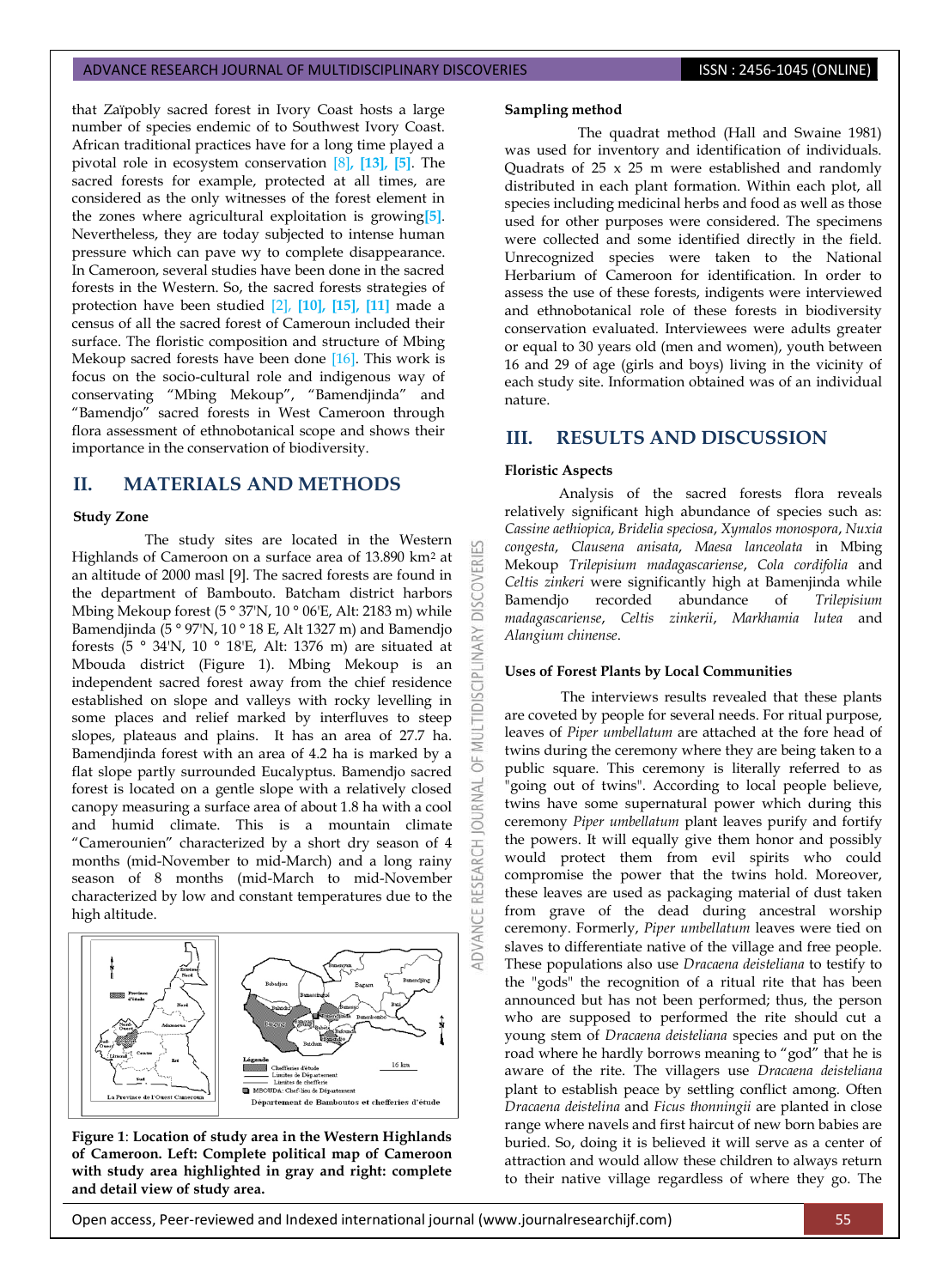that Zaïpobly sacred forest in Ivory Coast hosts a large number of species endemic of to Southwest Ivory Coast. African traditional practices have for a long time played a pivotal role in ecosystem conservation [8], [13], [5]. The sacred forests for example, protected at all times, are considered as the only witnesses of the forest element in the zones where agricultural exploitation is growing[5]. Nevertheless, they are today subjected to intense human pressure which can pave wy to complete disappearance. In Cameroon, several studies have been done in the sacred forests in the Western. So, the sacred forests strategies of protection have been studied [2], [10], [15], [11] made a census of all the sacred forest of Cameroun included their surface. The floristic composition and structure of Mbing Mekoup sacred forests have been done [16]. This work is focus on the socio-cultural role and indigenous way of conservating "Mbing Mekoup", "Bamendjinda" and "Bamendjo" sacred forests in West Cameroon through flora assessment of ethnobotanical scope and shows their importance in the conservation of biodiversity.

## II. MATERIALS AND METHODS

### Study Zone

The study sites are located in the Western Highlands of Cameroon on a surface area of 13.890 km$^2$ at an altitude of 2000 masl [9]. The sacred forests are found in the department of Bambouto. Batcham district harbors Mbing Mekoup forest (5 ° 37'N, 10 ° 06'E, Alt: 2183 m) while Bamendjinda (5 ° 97'N, 10 ° 18 E, Alt 1327 m) and Bamendjo forests (5 ° 34'N, 10 ° 18'E, Alt: 1376 m) are situated at Mbouda district (Figure 1). Mbing Mekoup is an independent sacred forest away from the chief residence established on slope and valleys with rocky levelling in some places and relief marked by interfluves to steep slopes, plateaus and plains. It has an area of 27.7 ha. Bamendjinda forest with an area of 4.2 ha is marked by a flat slope partly surrounded Eucalyptus. Bamendjo sacred forest is located on a gentle slope with a relatively closed canopy measuring a surface area of about 1.8 ha with a cool and humid climate. This is a mountain climate "Camerounien" characterized by a short dry season of 4 months (mid-November to mid-March) and a long rainy season of 8 months (mid-March to mid-November characterized by low and constant temperatures due to the high altitude.

**Figure 1**: **Location of study area in the Western Highlands of Cameroon. Left: Complete political map of Cameroon with study area highlighted in gray and right: complete and detail view of study area.**

### Sampling method

The quadrat method (Hall and Swaine 1981) was used for inventory and identification of individuals. Quadrats of 25 x 25 m were established and randomly distributed in each plant formation. Within each plot, all species including medicinal herbs and food as well as those used for other purposes were considered. The specimens were collected and some identified directly in the field. Unrecognized species were taken to the National Herbarium of Cameroon for identification. In order to assess the use of these forests, indigents were interviewed and ethnobotanical role of these forests in biodiversity conservation evaluated. Interviewees were adults greater or equal to 30 years old (men and women), youth between 16 and 29 of age (girls and boys) living in the vicinity of each study site. Information obtained was of an individual nature.

## III. RESULTS AND DISCUSSION

### Floristic Aspects

Analysis of the sacred forests flora reveals relatively significant high abundance of species such as: *Cassine aethiopica*, *Bridelia speciosa*, *Xymalos monospora*, *Nuxia congesta*, *Clausena anisata*, *Maesa lanceolata* in Mbing Mekoup *Trilepisium madagascariense*, *Cola cordifolia* and *Celtis zinkeri* were significantly high at Bamenjinda while Bamendjo recorded abundance of *Trilepisium madagascariense*, *Celtis zinkerii*, *Markhamia lutea* and *Alangium chinense*.

### Uses of Forest Plants by Local Communities

The interviews results revealed that these plants are coveted by people for several needs. For ritual purpose, leaves of *Piper umbellatum* are attached at the fore head of twins during the ceremony where they are being taken to a public square. This ceremony is literally referred to as "going out of twins". According to local people believe, twins have some supernatural power which during this ceremony *Piper umbellatum* plant leaves purify and fortify the powers. It will equally give them honor and possibly would protect them from evil spirits who could compromise the power that the twins hold. Moreover, these leaves are used as packaging material of dust taken from grave of the dead during ancestral worship ceremony. Formerly, *Piper umbellatum* leaves were tied on slaves to differentiate native of the village and free people. These populations also use *Dracaena deisteliana* to testify to the "gods" the recognition of a ritual rite that has been announced but has not been performed; thus, the person who are supposed to performed the rite should cut a young stem of *Dracaena deisteliana* species and put on the road where he hardly borrows meaning to "god" that he is aware of the rite. The villagers use *Dracaena deisteliana* plant to establish peace by settling conflict among. Often *Dracaena deistelina* and *Ficus thonningii* are planted in close range where navels and first haircut of new born babies are buried. So, doing it is believed it will serve as a center of attraction and would allow these children to always return to their native village regardless of where they go. The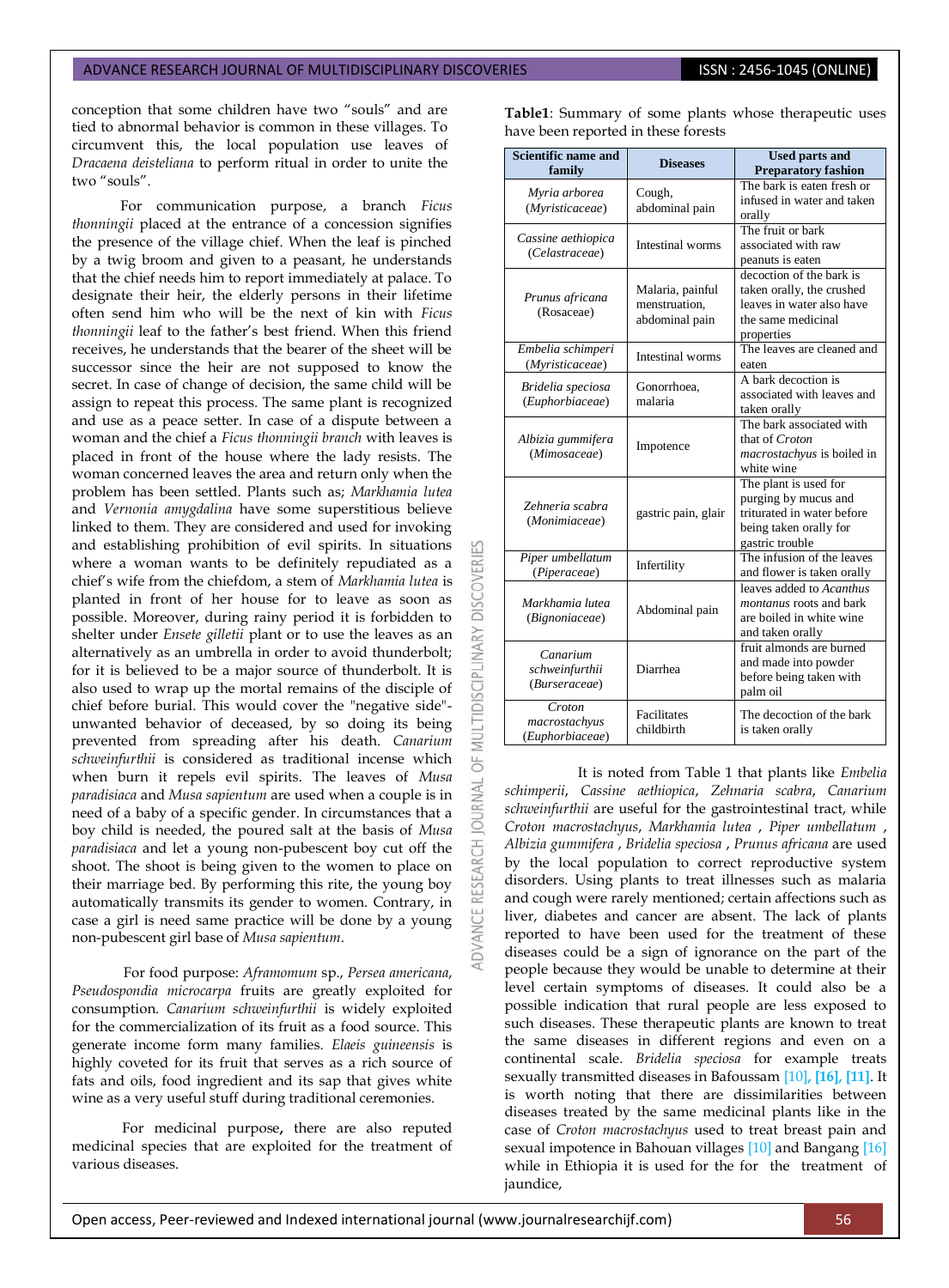conception that some children have two "souls" and are tied to abnormal behavior is common in these villages. To circumvent this, the local population use leaves of *Dracaena deisteliana* to perform ritual in order to unite the two "souls".

For communication purpose, a branch *Ficus thonningii* placed at the entrance of a concession signifies the presence of the village chief. When the leaf is pinched by a twig broom and given to a peasant, he understands that the chief needs him to report immediately at palace. To designate their heir, the elderly persons in their lifetime often send him who will be the next of kin with *Ficus thonningii* leaf to the father's best friend. When this friend receives, he understands that the bearer of the sheet will be successor since the heir are not supposed to know the secret. In case of change of decision, the same child will be assign to repeat this process. The same plant is recognized and use as a peace setter. In case of a dispute between a woman and the chief a *Ficus thonningii branch* with leaves is placed in front of the house where the lady resists. The woman concerned leaves the area and return only when the problem has been settled. Plants such as; *Markhamia lutea* and *Vernonia amygdalina* have some superstitious believe linked to them. They are considered and used for invoking and establishing prohibition of evil spirits. In situations where a woman wants to be definitely repudiated as a chief's wife from the chiefdom, a stem of *Markhamia lutea* is planted in front of her house for to leave as soon as possible. Moreover, during rainy period it is forbidden to shelter under *Ensete gilletii* plant or to use the leaves as an alternatively as an umbrella in order to avoid thunderbolt; for it is believed to be a major source of thunderbolt. It is also used to wrap up the mortal remains of the disciple of chief before burial. This would cover the "negative side"-unwanted behavior of deceased, by so doing its being prevented from spreading after his death. *Canarium schweinfurthii* is considered as traditional incense which when burn it repels evil spirits. The leaves of *Musa paradisiaca* and *Musa sapientum* are used when a couple is in need of a baby of a specific gender. In circumstances that a boy child is needed, the poured salt at the basis of *Musa paradisiaca* and let a young non-pubescent boy cut off the shoot. The shoot is being given to the women to place on their marriage bed. By performing this rite, the young boy automatically transmits its gender to women. Contrary, in case a girl is need same practice will be done by a young non-pubescent girl base of *Musa sapientum*.

For food purpose: *Aframomum* sp., *Persea americana*, *Pseudospondia microcarpa* fruits are greatly exploited for consumption. *Canarium schweinfurthii* is widely exploited for the commercialization of its fruit as a food source. This generate income form many families. *Elaeis guineensis* is highly coveted for its fruit that serves as a rich source of fats and oils, food ingredient and its sap that gives white wine as a very useful stuff during traditional ceremonies.

For medicinal purpose**,** there are also reputed medicinal species that are exploited for the treatment of various diseases.

**Table1**: Summary of some plants whose therapeutic uses have been reported in these forests

| Scientific name and family | Diseases | Used parts and Preparatory fashion |
|---|---|---|
| *Myria arborea* (*Myristicaceae*) | Cough, abdominal pain | The bark is eaten fresh or infused in water and taken orally |
| *Cassine aethiopica* (*Celastraceae*) | Intestinal worms | The fruit or bark associated with raw peanuts is eaten |
| *Prunus africana* (Rosaceae) | Malaria, painful menstruation, abdominal pain | decoction of the bark is taken orally, the crushed leaves in water also have the same medicinal properties |
| *Embelia schimperi* (*Myristicaceae*) | Intestinal worms | The leaves are cleaned and eaten |
| *Bridelia speciosa* (*Euphorbiaceae*) | Gonorrhoea, malaria | A bark decoction is associated with leaves and taken orally |
| *Albizia gummifera* (*Mimosaceae*) | Impotence | The bark associated with that of *Croton macrostachyus* is boiled in white wine |
| *Zehneria scabra* (*Monimiaceae*) | gastric pain, glair | The plant is used for purging by mucus and triturated in water before being taken orally for gastric trouble |
| *Piper umbellatum* (*Piperaceae*) | Infertility | The infusion of the leaves and flower is taken orally |
| *Markhamia lutea* (*Bignoniaceae*) | Abdominal pain | leaves added to *Acanthus montanus* roots and bark are boiled in white wine and taken orally |
| *Canarium schweinfurthii* (*Burseraceae*) | Diarrhea | fruit almonds are burned and made into powder before being taken with palm oil |
| *Croton macrostachyus* (*Euphorbiaceae*) | Facilitates childbirth | The decoction of the bark is taken orally |

It is noted from Table 1 that plants like *Embelia schimperii*, *Cassine aethiopica*, *Zehnaria scabra*, *Canarium schweinfurthii* are useful for the gastrointestinal tract, while *Croton macrostachyus*, *Markhamia lutea* , *Piper umbellatum* , *Albizia gummifera* , *Bridelia speciosa* , *Prunus africana* are used by the local population to correct reproductive system disorders. Using plants to treat illnesses such as malaria and cough were rarely mentioned; certain affections such as liver, diabetes and cancer are absent. The lack of plants reported to have been used for the treatment of these diseases could be a sign of ignorance on the part of the people because they would be unable to determine at their level certain symptoms of diseases. It could also be a possible indication that rural people are less exposed to such diseases. These therapeutic plants are known to treat the same diseases in different regions and even on a continental scale. *Bridelia speciosa* for example treats sexually transmitted diseases in Bafoussam [10], **[16]**, **[11]**. It is worth noting that there are dissimilarities between diseases treated by the same medicinal plants like in the case of *Croton macrostachyus* used to treat breast pain and sexual impotence in Bahouan villages [10] and Bangang [16] while in Ethiopia it is used for the for the treatment of jaundice,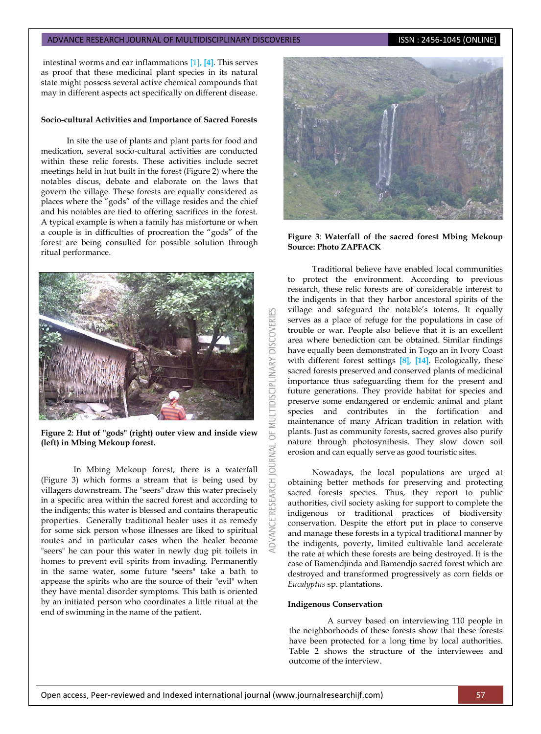intestinal worms and ear inflammations [1], [4]. This serves as proof that these medicinal plant species in its natural state might possess several active chemical compounds that may in different aspects act specifically on different disease.

### Socio-cultural Activities and Importance of Sacred Forests

In site the use of plants and plant parts for food and medication, several socio-cultural activities are conducted within these relic forests. These activities include secret meetings held in hut built in the forest (Figure 2) where the notables discus, debate and elaborate on the laws that govern the village. These forests are equally considered as places where the "gods" of the village resides and the chief and his notables are tied to offering sacrifices in the forest. A typical example is when a family has misfortune or when a couple is in difficulties of procreation the "gods" of the forest are being consulted for possible solution through ritual performance.

**Figure 2**: **Hut of "gods" (right) outer view and inside view (left) in Mbing Mekoup forest.**

In Mbing Mekoup forest, there is a waterfall (Figure 3) which forms a stream that is being used by villagers downstream. The "seers" draw this water precisely in a specific area within the sacred forest and according to the indigents; this water is blessed and contains therapeutic properties. Generally traditional healer uses it as remedy for some sick person whose illnesses are liked to spiritual routes and in particular cases when the healer become "seers" he can pour this water in newly dug pit toilets in homes to prevent evil spirits from invading. Permanently in the same water, some future "seers" take a bath to appease the spirits who are the source of their "evil" when they have mental disorder symptoms. This bath is oriented by an initiated person who coordinates a little ritual at the end of swimming in the name of the patient.

**Figure 3**: **Waterfall of the sacred forest Mbing Mekoup Source: Photo ZAPFACK**

Traditional believe have enabled local communities to protect the environment. According to previous research, these relic forests are of considerable interest to the indigents in that they harbor ancestoral spirits of the village and safeguard the notable's totems. It equally serves as a place of refuge for the populations in case of trouble or war. People also believe that it is an excellent area where benediction can be obtained. Similar findings have equally been demonstrated in Togo an in Ivory Coast with different forest settings [8], [14]. Ecologically, these sacred forests preserved and conserved plants of medicinal importance thus safeguarding them for the present and future generations. They provide habitat for species and preserve some endangered or endemic animal and plant species and contributes in the fortification and maintenance of many African tradition in relation with plants. Just as community forests, sacred groves also purify nature through photosynthesis. They slow down soil erosion and can equally serve as good touristic sites.

Nowadays, the local populations are urged at obtaining better methods for preserving and protecting sacred forests species. Thus, they report to public authorities, civil society asking for support to complete the indigenous or traditional practices of biodiversity conservation. Despite the effort put in place to conserve and manage these forests in a typical traditional manner by the indigents, poverty, limited cultivable land accelerate the rate at which these forests are being destroyed. It is the case of Bamendjinda and Bamendjo sacred forest which are destroyed and transformed progressively as corn fields or *Eucalyptus* sp. plantations.

### Indigenous Conservation

A survey based on interviewing 110 people in the neighborhoods of these forests show that these forests have been protected for a long time by local authorities. Table 2 shows the structure of the interviewees and outcome of the interview.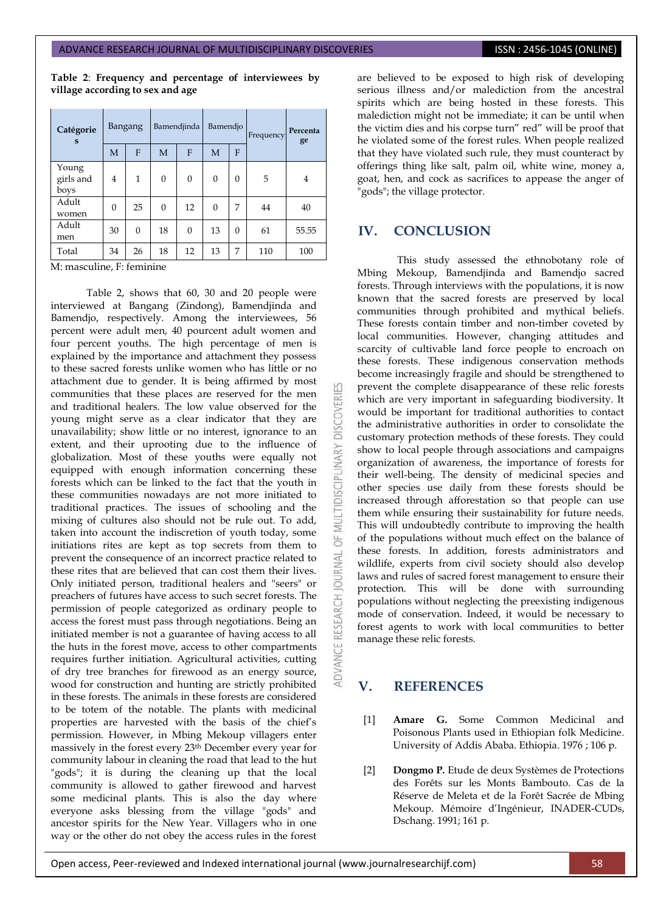**Table 2**: **Frequency and percentage of interviewees by village according to sex and age**

| Catégories | Bangang | | Bamendjinda | | Bamendjo | | Frequency | Percentage |
|---|---|---|---|---|---|---|---|---|
| | M | F | M | F | M | F | | |
| Young girls and boys | 4 | 1 | 0 | 0 | 0 | 0 | 5 | 4 |
| Adult women | 0 | 25 | 0 | 12 | 0 | 7 | 44 | 40 |
| Adult men | 30 | 0 | 18 | 0 | 13 | 0 | 61 | 55.55 |
| Total | 34 | 26 | 18 | 12 | 13 | 7 | 110 | 100 |

M: masculine, F: feminine

Table 2, shows that 60, 30 and 20 people were interviewed at Bangang (Zindong), Bamendjinda and Bamendjo, respectively. Among the interviewees, 56 percent were adult men, 40 pourcent adult women and four percent youths. The high percentage of men is explained by the importance and attachment they possess to these sacred forests unlike women who has little or no attachment due to gender. It is being affirmed by most communities that these places are reserved for the men and traditional healers. The low value observed for the young might serve as a clear indicator that they are unavailability; show little or no interest, ignorance to an extent, and their uprooting due to the influence of globalization. Most of these youths were equally not equipped with enough information concerning these forests which can be linked to the fact that the youth in these communities nowadays are not more initiated to traditional practices. The issues of schooling and the mixing of cultures also should not be rule out. To add, taken into account the indiscretion of youth today, some initiations rites are kept as top secrets from them to prevent the consequence of an incorrect practice related to these rites that are believed that can cost them their lives. Only initiated person, traditional healers and "seers" or preachers of futures have access to such secret forests. The permission of people categorized as ordinary people to access the forest must pass through negotiations. Being an initiated member is not a guarantee of having access to all the huts in the forest move, access to other compartments requires further initiation. Agricultural activities, cutting of dry tree branches for firewood as an energy source, wood for construction and hunting are strictly prohibited in these forests. The animals in these forests are considered to be totem of the notable. The plants with medicinal properties are harvested with the basis of the chief's permission. However, in Mbing Mekoup villagers enter massively in the forest every 23th December every year for community labour in cleaning the road that lead to the hut "gods"; it is during the cleaning up that the local community is allowed to gather firewood and harvest some medicinal plants. This is also the day where everyone asks blessing from the village "gods" and ancestor spirits for the New Year. Villagers who in one way or the other do not obey the access rules in the forest are believed to be exposed to high risk of developing serious illness and/or malediction from the ancestral spirits which are being hosted in these forests. This malediction might not be immediate; it can be until when the victim dies and his corpse turn" red" will be proof that he violated some of the forest rules. When people realized that they have violated such rule, they must counteract by offerings thing like salt, palm oil, white wine, money a, goat, hen, and cock as sacrifices to appease the anger of "gods"; the village protector.

## IV. CONCLUSION

This study assessed the ethnobotany role of Mbing Mekoup, Bamendjinda and Bamendjo sacred forests. Through interviews with the populations, it is now known that the sacred forests are preserved by local communities through prohibited and mythical beliefs. These forests contain timber and non-timber coveted by local communities. However, changing attitudes and scarcity of cultivable land force people to encroach on these forests. These indigenous conservation methods become increasingly fragile and should be strengthened to prevent the complete disappearance of these relic forests which are very important in safeguarding biodiversity. It would be important for traditional authorities to contact the administrative authorities in order to consolidate the customary protection methods of these forests. They could show to local people through associations and campaigns organization of awareness, the importance of forests for their well-being. The density of medicinal species and other species use daily from these forests should be increased through afforestation so that people can use them while ensuring their sustainability for future needs. This will undoubtedly contribute to improving the health of the populations without much effect on the balance of these forests. In addition, forests administrators and wildlife, experts from civil society should also develop laws and rules of sacred forest management to ensure their protection. This will be done with surrounding populations without neglecting the preexisting indigenous mode of conservation. Indeed, it would be necessary to forest agents to work with local communities to better manage these relic forests.

## V. REFERENCES

[1] **Amare G.** Some Common Medicinal and Poisonous Plants used in Ethiopian folk Medicine. University of Addis Ababa. Ethiopia. 1976 ; 106 p.

[2] **Dongmo P.** Etude de deux Systèmes de Protections des Forêts sur les Monts Bambouto. Cas de la Réserve de Meleta et de la Forêt Sacrée de Mbing Mekoup. Mémoire d'Ingénieur, INADER-CUDs, Dschang. 1991; 161 p.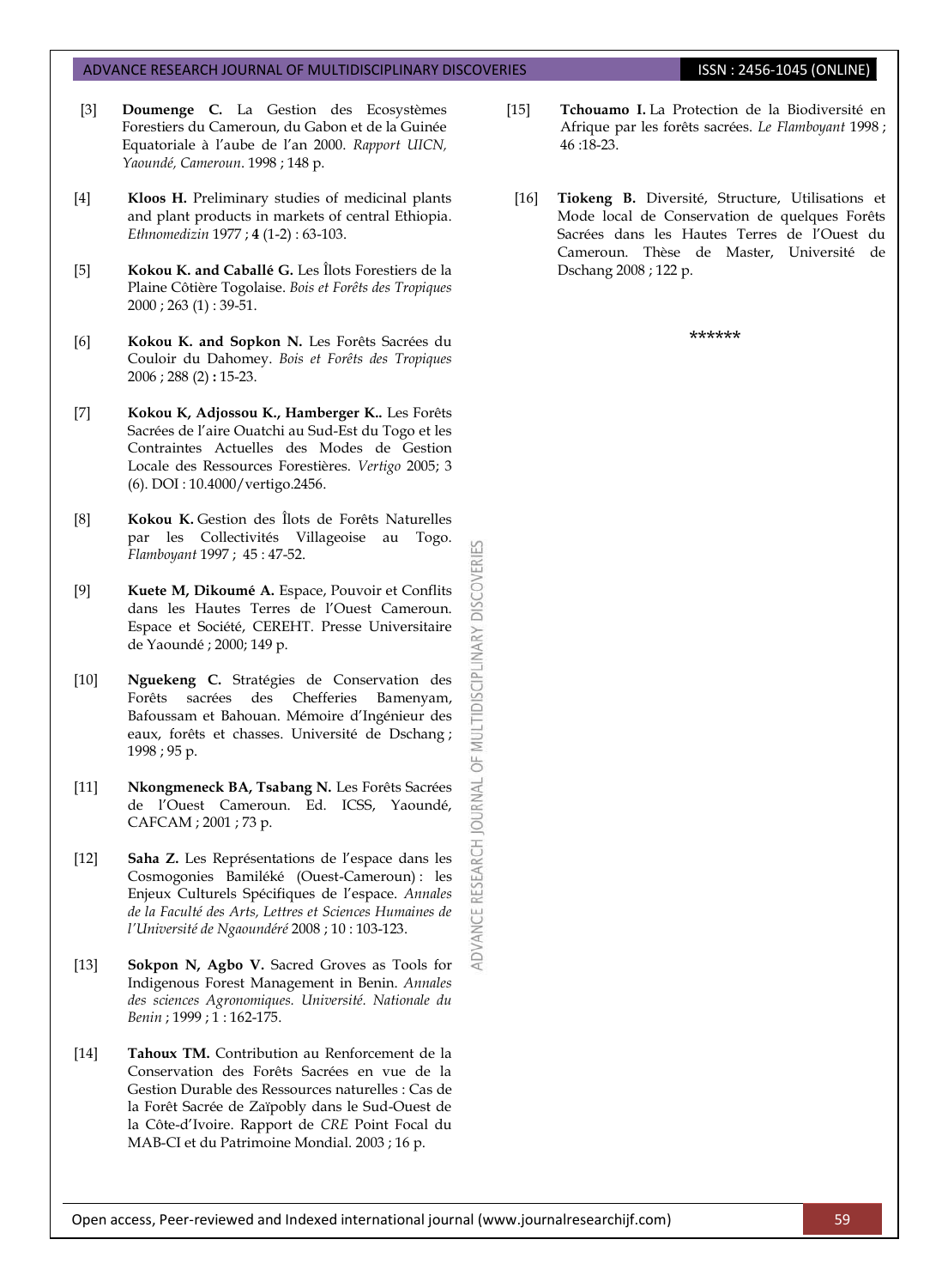[3] **Doumenge C.** La Gestion des Ecosystèmes Forestiers du Cameroun, du Gabon et de la Guinée Equatoriale à l'aube de l'an 2000. *Rapport UICN, Yaoundé, Cameroun*. 1998 ; 148 p.

[4] **Kloos H.** Preliminary studies of medicinal plants and plant products in markets of central Ethiopia. *Ethnomedizin* 1977 ; **4** (1-2) : 63-103.

[5] **Kokou K. and Caballé G.** Les Îlots Forestiers de la Plaine Côtière Togolaise. *Bois et Forêts des Tropiques* 2000 ; 263 (1) : 39-51.

[6] **Kokou K. and Sopkon N.** Les Forêts Sacrées du Couloir du Dahomey. *Bois et Forêts des Tropiques* 2006 ; 288 (2) **:** 15-23.

[7] **Kokou K, Adjossou K., Hamberger K..** Les Forêts Sacrées de l'aire Ouatchi au Sud-Est du Togo et les Contraintes Actuelles des Modes de Gestion Locale des Ressources Forestières. *Vertigo* 2005; 3 (6). DOI : 10.4000/vertigo.2456.

[8] **Kokou K.** Gestion des Îlots de Forêts Naturelles par les Collectivités Villageoise au Togo. *Flamboyant* 1997 ; 45 : 47-52.

[9] **Kuete M, Dikoumé A.** Espace, Pouvoir et Conflits dans les Hautes Terres de l'Ouest Cameroun. Espace et Société, CEREHT. Presse Universitaire de Yaoundé ; 2000; 149 p.

[10] **Nguekeng C.** Stratégies de Conservation des Forêts sacrées des Chefferies Bamenyam, Bafoussam et Bahouan. Mémoire d'Ingénieur des eaux, forêts et chasses. Université de Dschang ; 1998 ; 95 p.

[11] **Nkongmeneck BA, Tsabang N.** Les Forêts Sacrées de l'Ouest Cameroun. Ed. ICSS, Yaoundé, CAFCAM ; 2001 ; 73 p.

[12] **Saha Z.** Les Représentations de l'espace dans les Cosmogonies Bamiléké (Ouest-Cameroun) : les Enjeux Culturels Spécifiques de l'espace. *Annales de la Faculté des Arts, Lettres et Sciences Humaines de l'Université de Ngaoundéré* 2008 ; 10 : 103-123.

[13] **Sokpon N, Agbo V.** Sacred Groves as Tools for Indigenous Forest Management in Benin. *Annales des sciences Agronomiques. Université. Nationale du Benin* ; 1999 ; 1 : 162-175.

[14] **Tahoux TM.** Contribution au Renforcement de la Conservation des Forêts Sacrées en vue de la Gestion Durable des Ressources naturelles : Cas de la Forêt Sacrée de Zaïpobly dans le Sud-Ouest de la Côte-d'Ivoire. Rapport de *CRE* Point Focal du MAB-CI et du Patrimoine Mondial. 2003 ; 16 p.

[15] **Tchouamo I.** La Protection de la Biodiversité en Afrique par les forêts sacrées. *Le Flamboyant* 1998 ; 46 :18-23.

[16] **Tiokeng B.** Diversité, Structure, Utilisations et Mode local de Conservation de quelques Forêts Sacrées dans les Hautes Terres de l'Ouest du Cameroun. Thèse de Master, Université de Dschang 2008 ; 122 p.

******